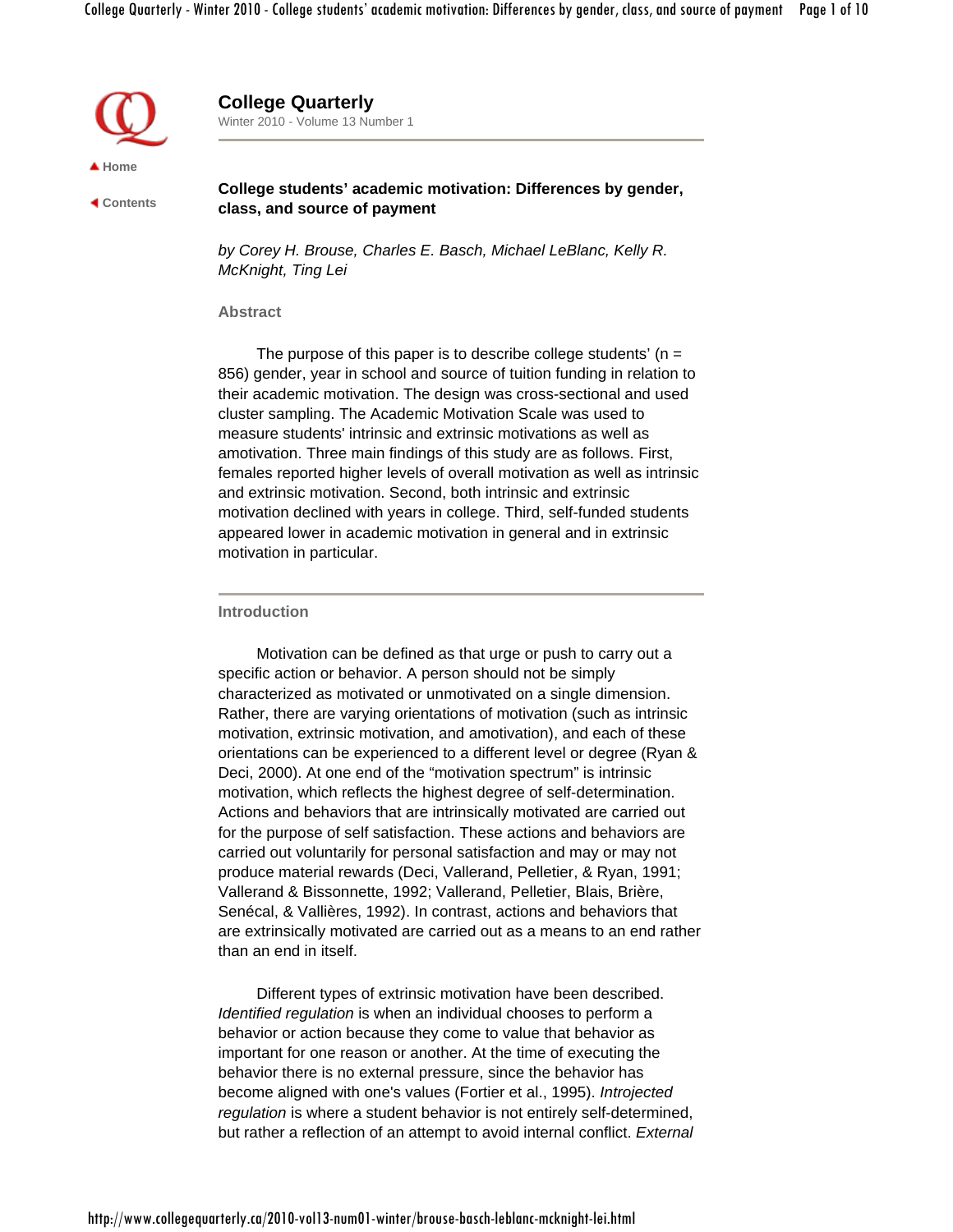# College Quarterly

Winter 2010 - Volume 13 Number 1

Home

Contents

## College students' academic motivation: Differences by gender, class, and source of payment

*by Corey H. Brouse, Charles E. Basch, Michael LeBlanc, Kelly R. McKnight, Ting Lei*

### Abstract

The purpose of this paper is to describe college students' (n = 856) gender, year in school and source of tuition funding in relation to their academic motivation. The design was cross-sectional and used cluster sampling. The Academic Motivation Scale was used to measure students' intrinsic and extrinsic motivations as well as amotivation. Three main findings of this study are as follows. First, females reported higher levels of overall motivation as well as intrinsic and extrinsic motivation. Second, both intrinsic and extrinsic motivation declined with years in college. Third, self-funded students appeared lower in academic motivation in general and in extrinsic motivation in particular.

### Introduction

Motivation can be defined as that urge or push to carry out a specific action or behavior. A person should not be simply characterized as motivated or unmotivated on a single dimension. Rather, there are varying orientations of motivation (such as intrinsic motivation, extrinsic motivation, and amotivation), and each of these orientations can be experienced to a different level or degree (Ryan & Deci, 2000). At one end of the "motivation spectrum" is intrinsic motivation, which reflects the highest degree of self-determination. Actions and behaviors that are intrinsically motivated are carried out for the purpose of self satisfaction. These actions and behaviors are carried out voluntarily for personal satisfaction and may or may not produce material rewards (Deci, Vallerand, Pelletier, & Ryan, 1991; Vallerand & Bissonnette, 1992; Vallerand, Pelletier, Blais, Brière, Senécal, & Vallières, 1992). In contrast, actions and behaviors that are extrinsically motivated are carried out as a means to an end rather than an end in itself.

Different types of extrinsic motivation have been described. *Identified regulation* is when an individual chooses to perform a behavior or action because they come to value that behavior as important for one reason or another. At the time of executing the behavior there is no external pressure, since the behavior has become aligned with one's values (Fortier et al., 1995). *Introjected regulation* is where a student behavior is not entirely self-determined, but rather a reflection of an attempt to avoid internal conflict. *External*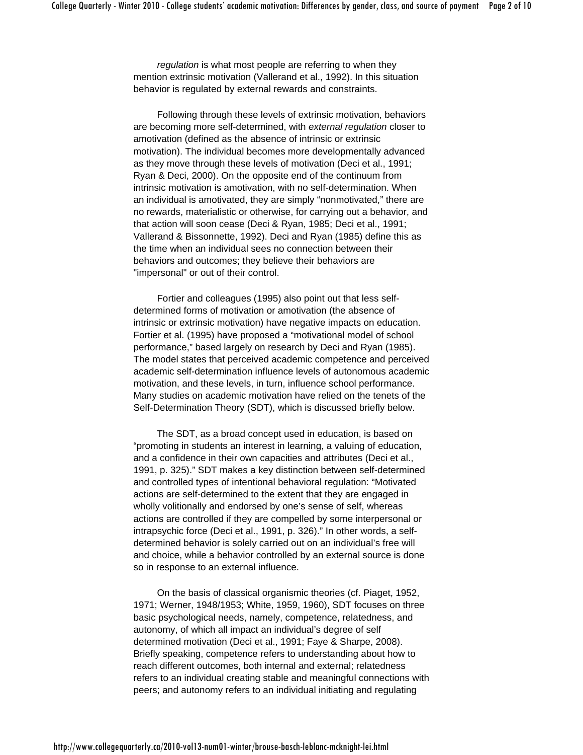*regulation* is what most people are referring to when they mention extrinsic motivation (Vallerand et al., 1992). In this situation behavior is regulated by external rewards and constraints.

Following through these levels of extrinsic motivation, behaviors are becoming more self-determined, with *external regulation* closer to amotivation (defined as the absence of intrinsic or extrinsic motivation). The individual becomes more developmentally advanced as they move through these levels of motivation (Deci et al., 1991; Ryan & Deci, 2000). On the opposite end of the continuum from intrinsic motivation is amotivation, with no self-determination. When an individual is amotivated, they are simply "nonmotivated," there are no rewards, materialistic or otherwise, for carrying out a behavior, and that action will soon cease (Deci & Ryan, 1985; Deci et al., 1991; Vallerand & Bissonnette, 1992). Deci and Ryan (1985) define this as the time when an individual sees no connection between their behaviors and outcomes; they believe their behaviors are "impersonal" or out of their control.

Fortier and colleagues (1995) also point out that less self-determined forms of motivation or amotivation (the absence of intrinsic or extrinsic motivation) have negative impacts on education. Fortier et al. (1995) have proposed a "motivational model of school performance," based largely on research by Deci and Ryan (1985). The model states that perceived academic competence and perceived academic self-determination influence levels of autonomous academic motivation, and these levels, in turn, influence school performance. Many studies on academic motivation have relied on the tenets of the Self-Determination Theory (SDT), which is discussed briefly below.

The SDT, as a broad concept used in education, is based on "promoting in students an interest in learning, a valuing of education, and a confidence in their own capacities and attributes (Deci et al., 1991, p. 325)." SDT makes a key distinction between self-determined and controlled types of intentional behavioral regulation: "Motivated actions are self-determined to the extent that they are engaged in wholly volitionally and endorsed by one's sense of self, whereas actions are controlled if they are compelled by some interpersonal or intrapsychic force (Deci et al., 1991, p. 326)." In other words, a self-determined behavior is solely carried out on an individual's free will and choice, while a behavior controlled by an external source is done so in response to an external influence.

On the basis of classical organismic theories (cf. Piaget, 1952, 1971; Werner, 1948/1953; White, 1959, 1960), SDT focuses on three basic psychological needs, namely, competence, relatedness, and autonomy, of which all impact an individual's degree of self determined motivation (Deci et al., 1991; Faye & Sharpe, 2008). Briefly speaking, competence refers to understanding about how to reach different outcomes, both internal and external; relatedness refers to an individual creating stable and meaningful connections with peers; and autonomy refers to an individual initiating and regulating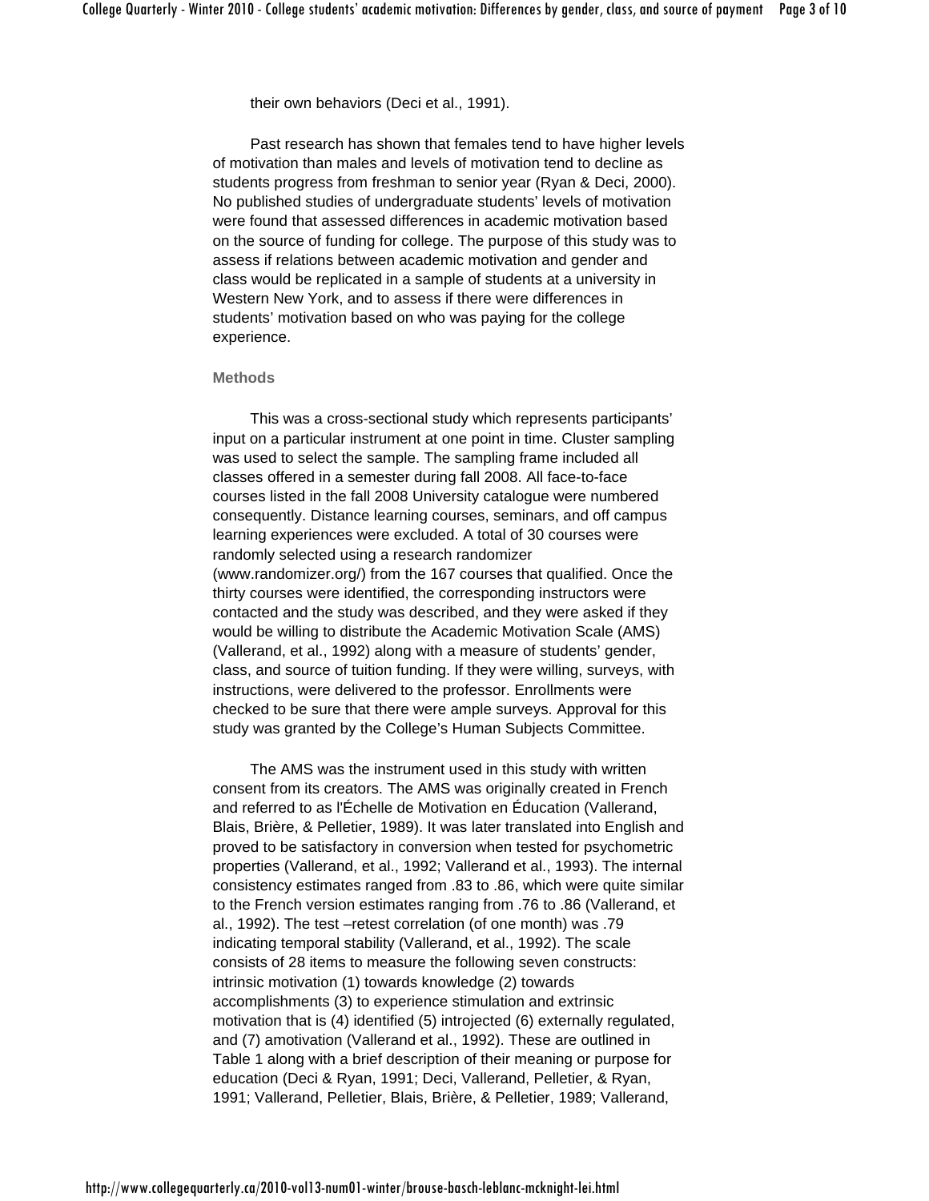their own behaviors (Deci et al., 1991).

Past research has shown that females tend to have higher levels of motivation than males and levels of motivation tend to decline as students progress from freshman to senior year (Ryan & Deci, 2000). No published studies of undergraduate students' levels of motivation were found that assessed differences in academic motivation based on the source of funding for college. The purpose of this study was to assess if relations between academic motivation and gender and class would be replicated in a sample of students at a university in Western New York, and to assess if there were differences in students' motivation based on who was paying for the college experience.

## Methods

This was a cross-sectional study which represents participants' input on a particular instrument at one point in time. Cluster sampling was used to select the sample. The sampling frame included all classes offered in a semester during fall 2008. All face-to-face courses listed in the fall 2008 University catalogue were numbered consequently. Distance learning courses, seminars, and off campus learning experiences were excluded. A total of 30 courses were randomly selected using a research randomizer (www.randomizer.org/) from the 167 courses that qualified. Once the thirty courses were identified, the corresponding instructors were contacted and the study was described, and they were asked if they would be willing to distribute the Academic Motivation Scale (AMS) (Vallerand, et al., 1992) along with a measure of students' gender, class, and source of tuition funding. If they were willing, surveys, with instructions, were delivered to the professor. Enrollments were checked to be sure that there were ample surveys. Approval for this study was granted by the College's Human Subjects Committee.

The AMS was the instrument used in this study with written consent from its creators. The AMS was originally created in French and referred to as l'Échelle de Motivation en Éducation (Vallerand, Blais, Brière, & Pelletier, 1989). It was later translated into English and proved to be satisfactory in conversion when tested for psychometric properties (Vallerand, et al., 1992; Vallerand et al., 1993). The internal consistency estimates ranged from .83 to .86, which were quite similar to the French version estimates ranging from .76 to .86 (Vallerand, et al., 1992). The test –retest correlation (of one month) was .79 indicating temporal stability (Vallerand, et al., 1992). The scale consists of 28 items to measure the following seven constructs: intrinsic motivation (1) towards knowledge (2) towards accomplishments (3) to experience stimulation and extrinsic motivation that is (4) identified (5) introjected (6) externally regulated, and (7) amotivation (Vallerand et al., 1992). These are outlined in Table 1 along with a brief description of their meaning or purpose for education (Deci & Ryan, 1991; Deci, Vallerand, Pelletier, & Ryan, 1991; Vallerand, Pelletier, Blais, Brière, & Pelletier, 1989; Vallerand,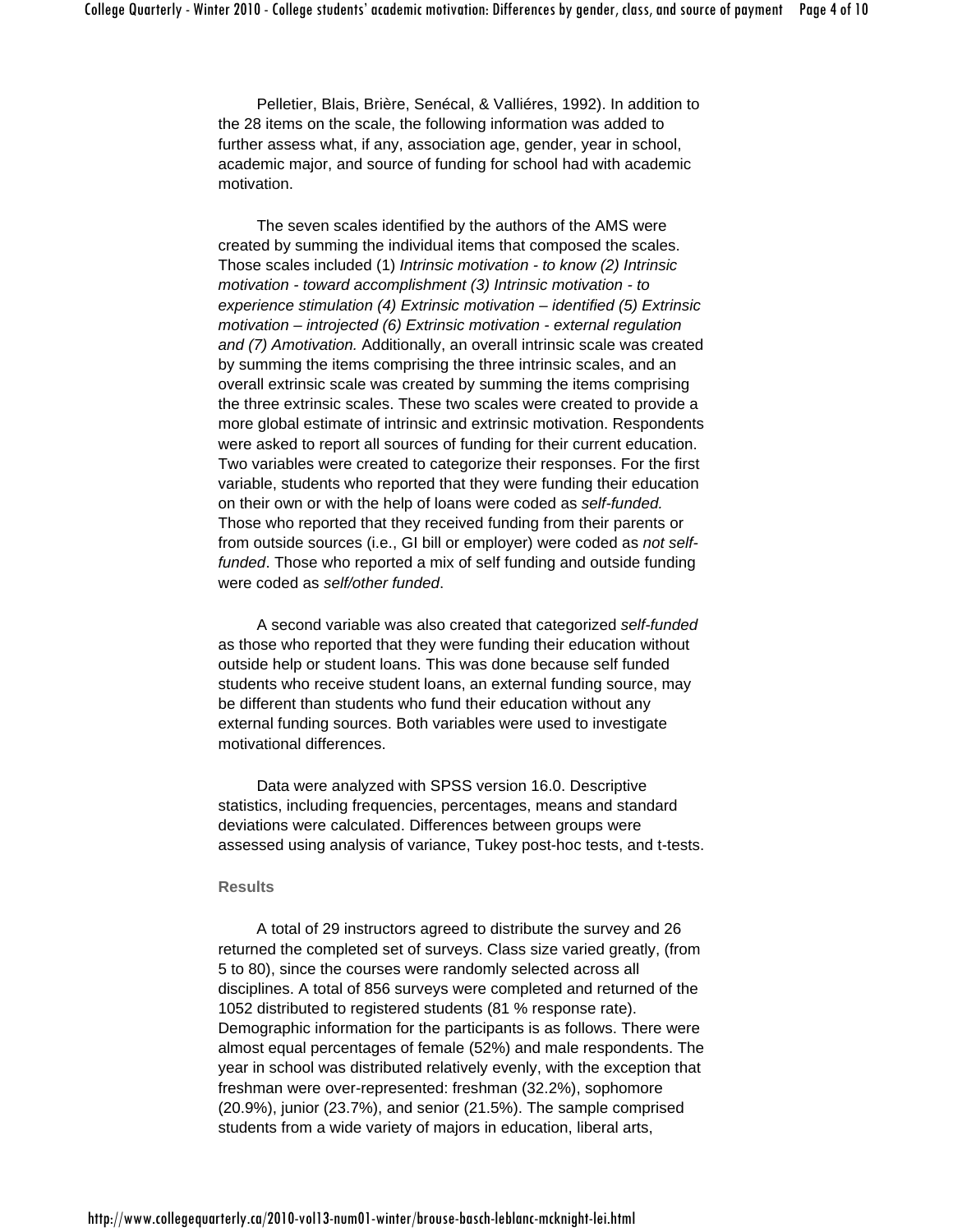Pelletier, Blais, Brière, Senécal, & Valliéres, 1992). In addition to the 28 items on the scale, the following information was added to further assess what, if any, association age, gender, year in school, academic major, and source of funding for school had with academic motivation.

The seven scales identified by the authors of the AMS were created by summing the individual items that composed the scales. Those scales included (1) *Intrinsic motivation - to know (2) Intrinsic motivation - toward accomplishment (3) Intrinsic motivation - to experience stimulation (4) Extrinsic motivation – identified (5) Extrinsic motivation – introjected (6) Extrinsic motivation - external regulation and (7) Amotivation.* Additionally, an overall intrinsic scale was created by summing the items comprising the three intrinsic scales, and an overall extrinsic scale was created by summing the items comprising the three extrinsic scales. These two scales were created to provide a more global estimate of intrinsic and extrinsic motivation. Respondents were asked to report all sources of funding for their current education. Two variables were created to categorize their responses. For the first variable, students who reported that they were funding their education on their own or with the help of loans were coded as *self-funded.* Those who reported that they received funding from their parents or from outside sources (i.e., GI bill or employer) were coded as *not self-funded*. Those who reported a mix of self funding and outside funding were coded as *self/other funded*.

A second variable was also created that categorized *self-funded* as those who reported that they were funding their education without outside help or student loans. This was done because self funded students who receive student loans, an external funding source, may be different than students who fund their education without any external funding sources. Both variables were used to investigate motivational differences.

Data were analyzed with SPSS version 16.0. Descriptive statistics, including frequencies, percentages, means and standard deviations were calculated. Differences between groups were assessed using analysis of variance, Tukey post-hoc tests, and t-tests.

## Results

A total of 29 instructors agreed to distribute the survey and 26 returned the completed set of surveys. Class size varied greatly, (from 5 to 80), since the courses were randomly selected across all disciplines. A total of 856 surveys were completed and returned of the 1052 distributed to registered students (81 % response rate). Demographic information for the participants is as follows. There were almost equal percentages of female (52%) and male respondents. The year in school was distributed relatively evenly, with the exception that freshman were over-represented: freshman (32.2%), sophomore (20.9%), junior (23.7%), and senior (21.5%). The sample comprised students from a wide variety of majors in education, liberal arts,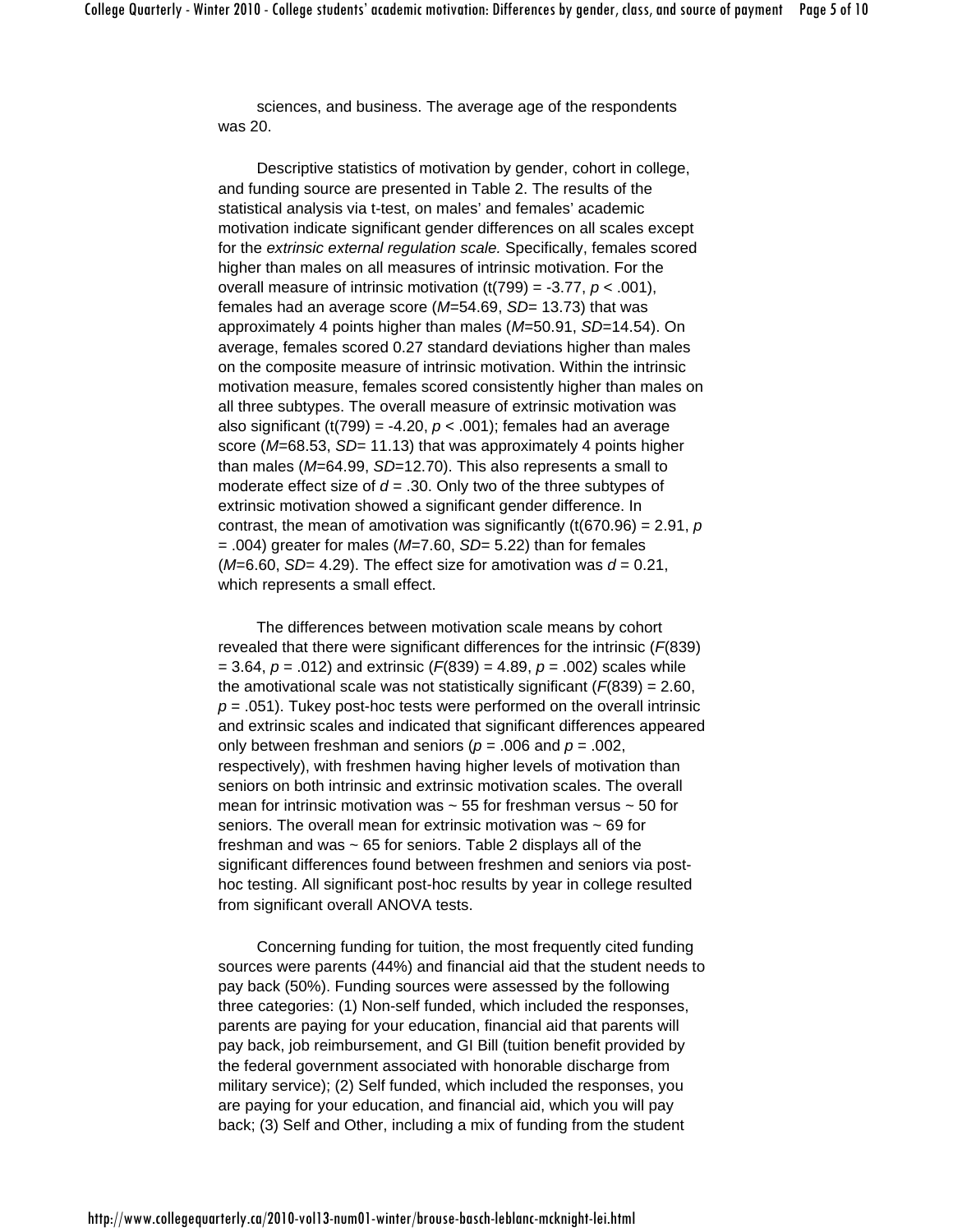sciences, and business. The average age of the respondents was 20.

Descriptive statistics of motivation by gender, cohort in college, and funding source are presented in Table 2. The results of the statistical analysis via t-test, on males' and females' academic motivation indicate significant gender differences on all scales except for the *extrinsic external regulation scale.* Specifically, females scored higher than males on all measures of intrinsic motivation. For the overall measure of intrinsic motivation ($t(799) = -3.77$, $p < .001$), females had an average score ($M$=54.69, $SD$= 13.73) that was approximately 4 points higher than males ($M$=50.91, $SD$=14.54). On average, females scored 0.27 standard deviations higher than males on the composite measure of intrinsic motivation. Within the intrinsic motivation measure, females scored consistently higher than males on all three subtypes. The overall measure of extrinsic motivation was also significant ($t(799) = -4.20$, $p < .001$); females had an average score ($M$=68.53, $SD$= 11.13) that was approximately 4 points higher than males ($M$=64.99, $SD$=12.70). This also represents a small to moderate effect size of $d = .30$. Only two of the three subtypes of extrinsic motivation showed a significant gender difference. In contrast, the mean of amotivation was significantly ($t(670.96) = 2.91$, $p = .004$) greater for males ($M$=7.60, $SD$= 5.22) than for females ($M$=6.60, $SD$= 4.29). The effect size for amotivation was $d = 0.21$, which represents a small effect.

The differences between motivation scale means by cohort revealed that there were significant differences for the intrinsic ($F(839) = 3.64$, $p = .012$) and extrinsic ($F(839) = 4.89$, $p = .002$) scales while the amotivational scale was not statistically significant ($F(839) = 2.60$, $p = .051$). Tukey post-hoc tests were performed on the overall intrinsic and extrinsic scales and indicated that significant differences appeared only between freshman and seniors ($p = .006$ and $p = .002$, respectively), with freshmen having higher levels of motivation than seniors on both intrinsic and extrinsic motivation scales. The overall mean for intrinsic motivation was ~ 55 for freshman versus ~ 50 for seniors. The overall mean for extrinsic motivation was ~ 69 for freshman and was ~ 65 for seniors. Table 2 displays all of the significant differences found between freshmen and seniors via post-hoc testing. All significant post-hoc results by year in college resulted from significant overall ANOVA tests.

Concerning funding for tuition, the most frequently cited funding sources were parents (44%) and financial aid that the student needs to pay back (50%). Funding sources were assessed by the following three categories: (1) Non-self funded, which included the responses, parents are paying for your education, financial aid that parents will pay back, job reimbursement, and GI Bill (tuition benefit provided by the federal government associated with honorable discharge from military service); (2) Self funded, which included the responses, you are paying for your education, and financial aid, which you will pay back; (3) Self and Other, including a mix of funding from the student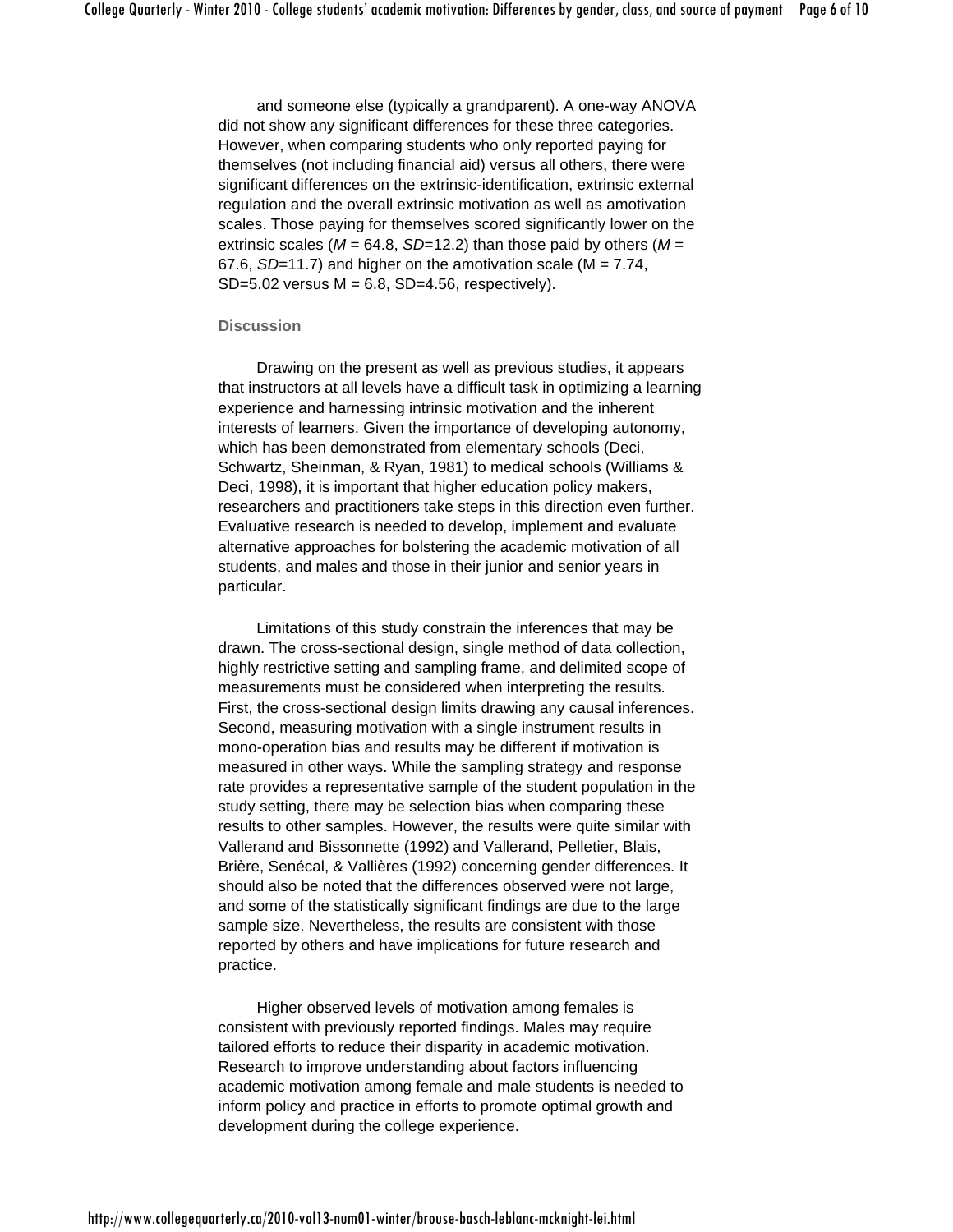and someone else (typically a grandparent). A one-way ANOVA did not show any significant differences for these three categories. However, when comparing students who only reported paying for themselves (not including financial aid) versus all others, there were significant differences on the extrinsic-identification, extrinsic external regulation and the overall extrinsic motivation as well as amotivation scales. Those paying for themselves scored significantly lower on the extrinsic scales ($M$ = 64.8, $SD$=12.2) than those paid by others ($M$ = 67.6, $SD$=11.7) and higher on the amotivation scale (M = 7.74, SD=5.02 versus M = 6.8, SD=4.56, respectively).

## Discussion

Drawing on the present as well as previous studies, it appears that instructors at all levels have a difficult task in optimizing a learning experience and harnessing intrinsic motivation and the inherent interests of learners. Given the importance of developing autonomy, which has been demonstrated from elementary schools (Deci, Schwartz, Sheinman, & Ryan, 1981) to medical schools (Williams & Deci, 1998), it is important that higher education policy makers, researchers and practitioners take steps in this direction even further. Evaluative research is needed to develop, implement and evaluate alternative approaches for bolstering the academic motivation of all students, and males and those in their junior and senior years in particular.

Limitations of this study constrain the inferences that may be drawn. The cross-sectional design, single method of data collection, highly restrictive setting and sampling frame, and delimited scope of measurements must be considered when interpreting the results. First, the cross-sectional design limits drawing any causal inferences. Second, measuring motivation with a single instrument results in mono-operation bias and results may be different if motivation is measured in other ways. While the sampling strategy and response rate provides a representative sample of the student population in the study setting, there may be selection bias when comparing these results to other samples. However, the results were quite similar with Vallerand and Bissonnette (1992) and Vallerand, Pelletier, Blais, Brière, Senécal, & Vallières (1992) concerning gender differences. It should also be noted that the differences observed were not large, and some of the statistically significant findings are due to the large sample size. Nevertheless, the results are consistent with those reported by others and have implications for future research and practice.

Higher observed levels of motivation among females is consistent with previously reported findings. Males may require tailored efforts to reduce their disparity in academic motivation. Research to improve understanding about factors influencing academic motivation among female and male students is needed to inform policy and practice in efforts to promote optimal growth and development during the college experience.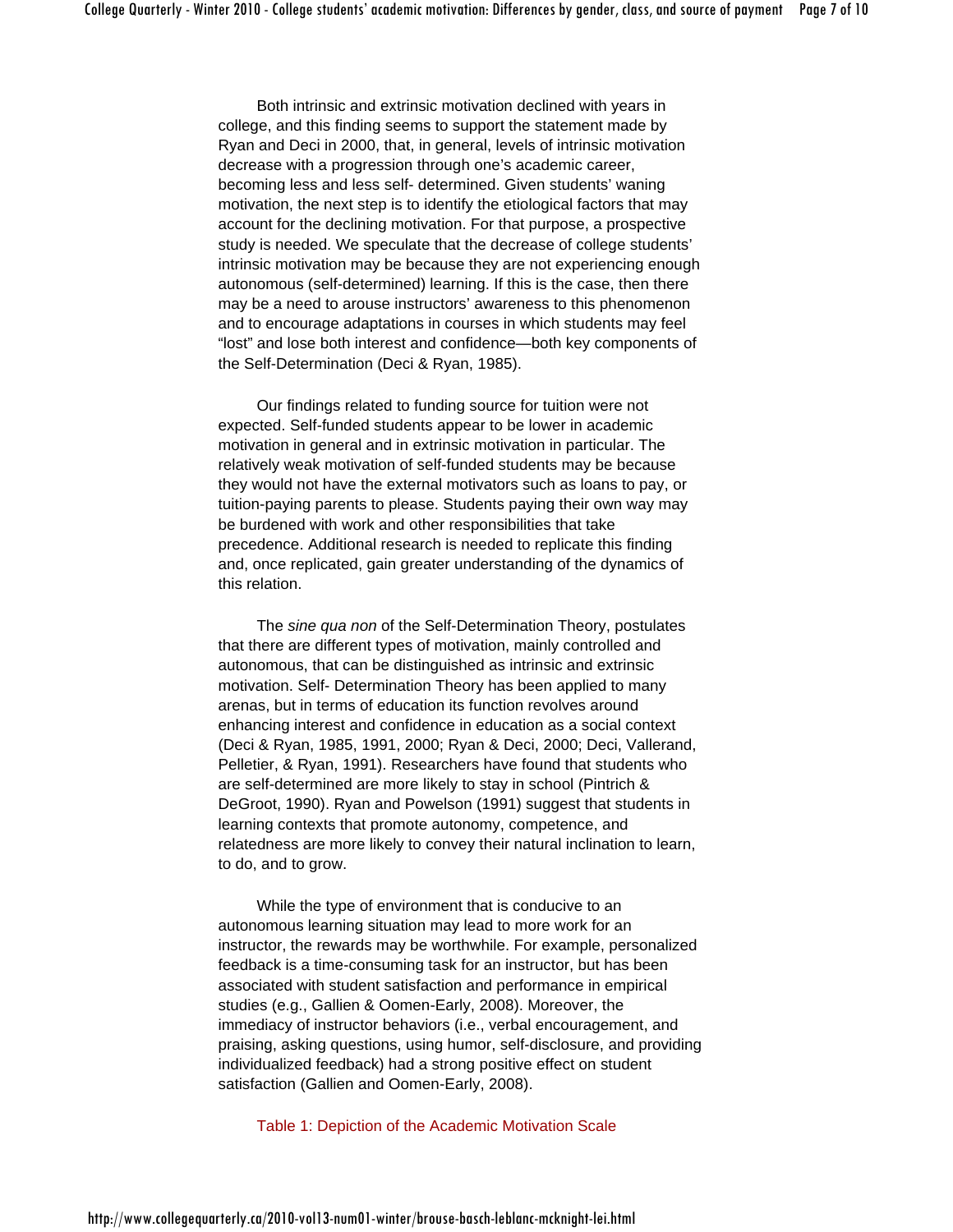Both intrinsic and extrinsic motivation declined with years in college, and this finding seems to support the statement made by Ryan and Deci in 2000, that, in general, levels of intrinsic motivation decrease with a progression through one's academic career, becoming less and less self- determined. Given students' waning motivation, the next step is to identify the etiological factors that may account for the declining motivation. For that purpose, a prospective study is needed. We speculate that the decrease of college students' intrinsic motivation may be because they are not experiencing enough autonomous (self-determined) learning. If this is the case, then there may be a need to arouse instructors' awareness to this phenomenon and to encourage adaptations in courses in which students may feel "lost" and lose both interest and confidence—both key components of the Self-Determination (Deci & Ryan, 1985).

Our findings related to funding source for tuition were not expected. Self-funded students appear to be lower in academic motivation in general and in extrinsic motivation in particular. The relatively weak motivation of self-funded students may be because they would not have the external motivators such as loans to pay, or tuition-paying parents to please. Students paying their own way may be burdened with work and other responsibilities that take precedence. Additional research is needed to replicate this finding and, once replicated, gain greater understanding of the dynamics of this relation.

The *sine qua non* of the Self-Determination Theory, postulates that there are different types of motivation, mainly controlled and autonomous, that can be distinguished as intrinsic and extrinsic motivation. Self- Determination Theory has been applied to many arenas, but in terms of education its function revolves around enhancing interest and confidence in education as a social context (Deci & Ryan, 1985, 1991, 2000; Ryan & Deci, 2000; Deci, Vallerand, Pelletier, & Ryan, 1991). Researchers have found that students who are self-determined are more likely to stay in school (Pintrich & DeGroot, 1990). Ryan and Powelson (1991) suggest that students in learning contexts that promote autonomy, competence, and relatedness are more likely to convey their natural inclination to learn, to do, and to grow.

While the type of environment that is conducive to an autonomous learning situation may lead to more work for an instructor, the rewards may be worthwhile. For example, personalized feedback is a time-consuming task for an instructor, but has been associated with student satisfaction and performance in empirical studies (e.g., Gallien & Oomen-Early, 2008). Moreover, the immediacy of instructor behaviors (i.e., verbal encouragement, and praising, asking questions, using humor, self-disclosure, and providing individualized feedback) had a strong positive effect on student satisfaction (Gallien and Oomen-Early, 2008).

Table 1: Depiction of the Academic Motivation Scale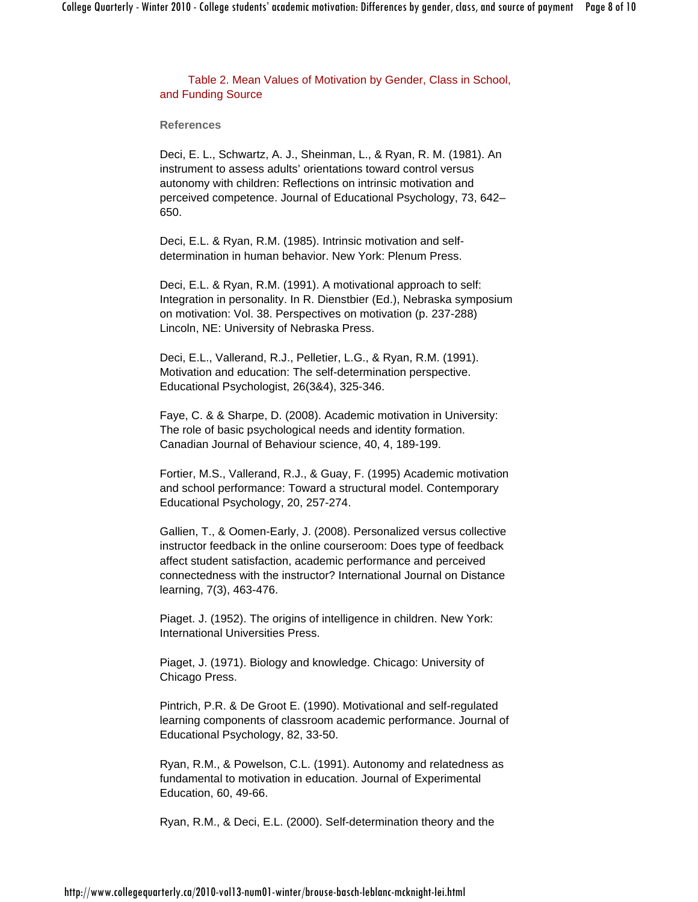Table 2. Mean Values of Motivation by Gender, Class in School, and Funding Source

## References

Deci, E. L., Schwartz, A. J., Sheinman, L., & Ryan, R. M. (1981). An instrument to assess adults' orientations toward control versus autonomy with children: Reflections on intrinsic motivation and perceived competence. Journal of Educational Psychology, 73, 642–650.

Deci, E.L. & Ryan, R.M. (1985). Intrinsic motivation and self-determination in human behavior. New York: Plenum Press.

Deci, E.L. & Ryan, R.M. (1991). A motivational approach to self: Integration in personality. In R. Dienstbier (Ed.), Nebraska symposium on motivation: Vol. 38. Perspectives on motivation (p. 237-288) Lincoln, NE: University of Nebraska Press.

Deci, E.L., Vallerand, R.J., Pelletier, L.G., & Ryan, R.M. (1991). Motivation and education: The self-determination perspective. Educational Psychologist, 26(3&4), 325-346.

Faye, C. & & Sharpe, D. (2008). Academic motivation in University: The role of basic psychological needs and identity formation. Canadian Journal of Behaviour science, 40, 4, 189-199.

Fortier, M.S., Vallerand, R.J., & Guay, F. (1995) Academic motivation and school performance: Toward a structural model. Contemporary Educational Psychology, 20, 257-274.

Gallien, T., & Oomen-Early, J. (2008). Personalized versus collective instructor feedback in the online courseroom: Does type of feedback affect student satisfaction, academic performance and perceived connectedness with the instructor? International Journal on Distance learning, 7(3), 463-476.

Piaget. J. (1952). The origins of intelligence in children. New York: International Universities Press.

Piaget, J. (1971). Biology and knowledge. Chicago: University of Chicago Press.

Pintrich, P.R. & De Groot E. (1990). Motivational and self-regulated learning components of classroom academic performance. Journal of Educational Psychology, 82, 33-50.

Ryan, R.M., & Powelson, C.L. (1991). Autonomy and relatedness as fundamental to motivation in education. Journal of Experimental Education, 60, 49-66.

Ryan, R.M., & Deci, E.L. (2000). Self-determination theory and the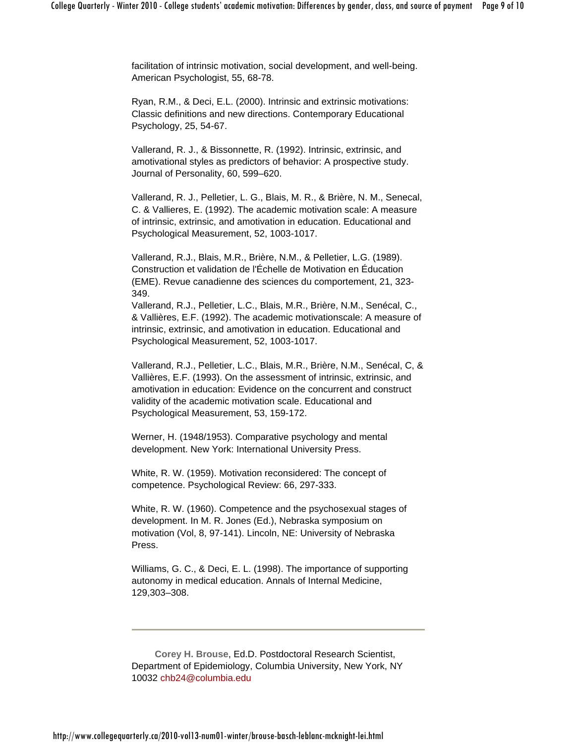facilitation of intrinsic motivation, social development, and well-being. American Psychologist, 55, 68-78.

Ryan, R.M., & Deci, E.L. (2000). Intrinsic and extrinsic motivations: Classic definitions and new directions. Contemporary Educational Psychology, 25, 54-67.

Vallerand, R. J., & Bissonnette, R. (1992). Intrinsic, extrinsic, and amotivational styles as predictors of behavior: A prospective study. Journal of Personality, 60, 599–620.

Vallerand, R. J., Pelletier, L. G., Blais, M. R., & Brière, N. M., Senecal, C. & Vallieres, E. (1992). The academic motivation scale: A measure of intrinsic, extrinsic, and amotivation in education. Educational and Psychological Measurement, 52, 1003-1017.

Vallerand, R.J., Blais, M.R., Brière, N.M., & Pelletier, L.G. (1989). Construction et validation de l'Échelle de Motivation en Éducation (EME). Revue canadienne des sciences du comportement, 21, 323-349.
Vallerand, R.J., Pelletier, L.C., Blais, M.R., Brière, N.M., Senécal, C., & Vallières, E.F. (1992). The academic motivationscale: A measure of intrinsic, extrinsic, and amotivation in education. Educational and Psychological Measurement, 52, 1003-1017.

Vallerand, R.J., Pelletier, L.C., Blais, M.R., Brière, N.M., Senécal, C, & Vallières, E.F. (1993). On the assessment of intrinsic, extrinsic, and amotivation in education: Evidence on the concurrent and construct validity of the academic motivation scale. Educational and Psychological Measurement, 53, 159-172.

Werner, H. (1948/1953). Comparative psychology and mental development. New York: International University Press.

White, R. W. (1959). Motivation reconsidered: The concept of competence. Psychological Review: 66, 297-333.

White, R. W. (1960). Competence and the psychosexual stages of development. In M. R. Jones (Ed.), Nebraska symposium on motivation (Vol, 8, 97-141). Lincoln, NE: University of Nebraska Press.

Williams, G. C., & Deci, E. L. (1998). The importance of supporting autonomy in medical education. Annals of Internal Medicine, 129,303–308.

---

**Corey H. Brouse**, Ed.D. Postdoctoral Research Scientist, Department of Epidemiology, Columbia University, New York, NY 10032 chb24@columbia.edu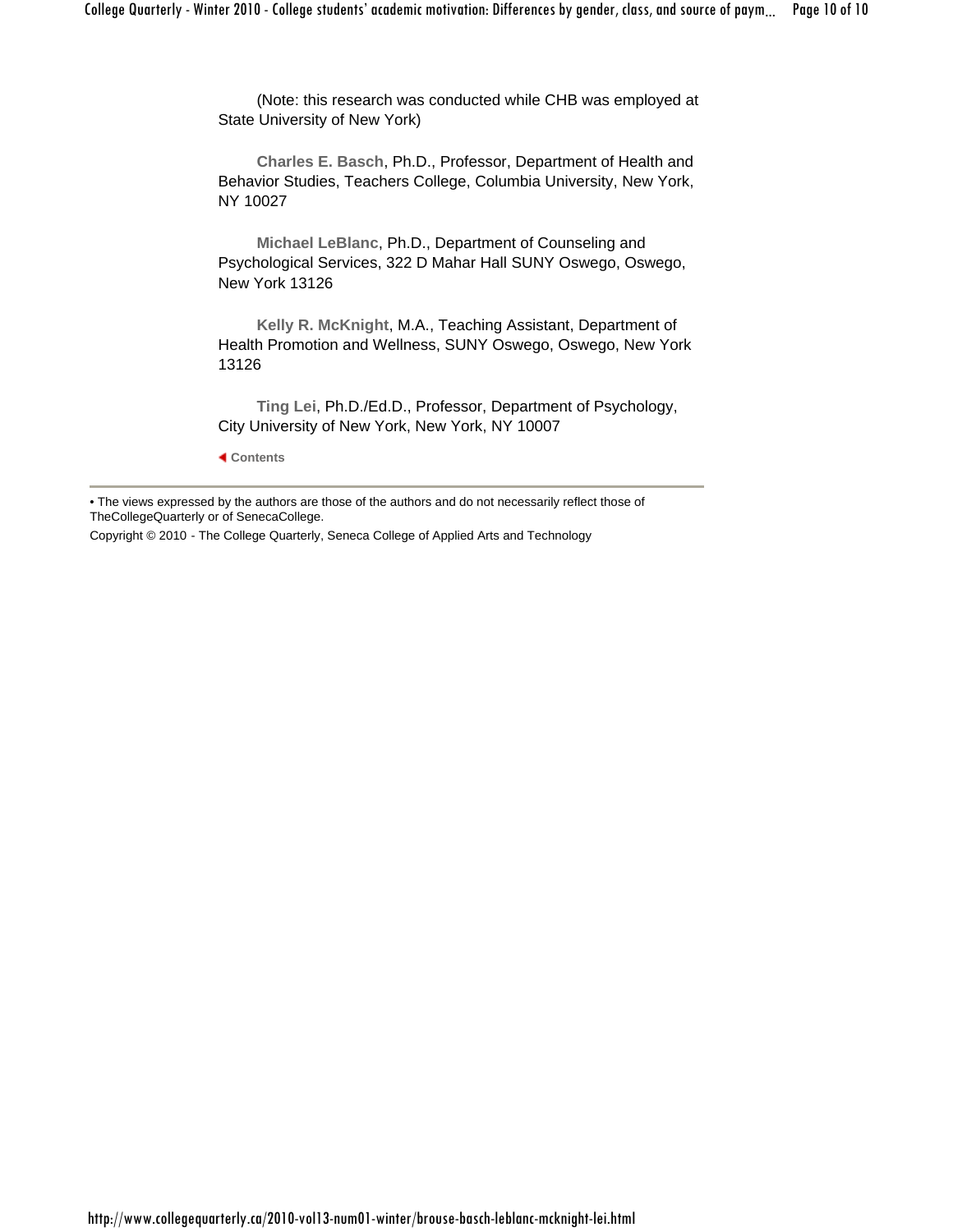(Note: this research was conducted while CHB was employed at State University of New York)

**Charles E. Basch**, Ph.D., Professor, Department of Health and Behavior Studies, Teachers College, Columbia University, New York, NY 10027

**Michael LeBlanc**, Ph.D., Department of Counseling and Psychological Services, 322 D Mahar Hall SUNY Oswego, Oswego, New York 13126

**Kelly R. McKnight**, M.A., Teaching Assistant, Department of Health Promotion and Wellness, SUNY Oswego, Oswego, New York 13126

**Ting Lei**, Ph.D./Ed.D., Professor, Department of Psychology, City University of New York, New York, NY 10007

**Contents**

---

• The views expressed by the authors are those of the authors and do not necessarily reflect those of TheCollegeQuarterly or of SenecaCollege.

Copyright © 2010 - The College Quarterly, Seneca College of Applied Arts and Technology